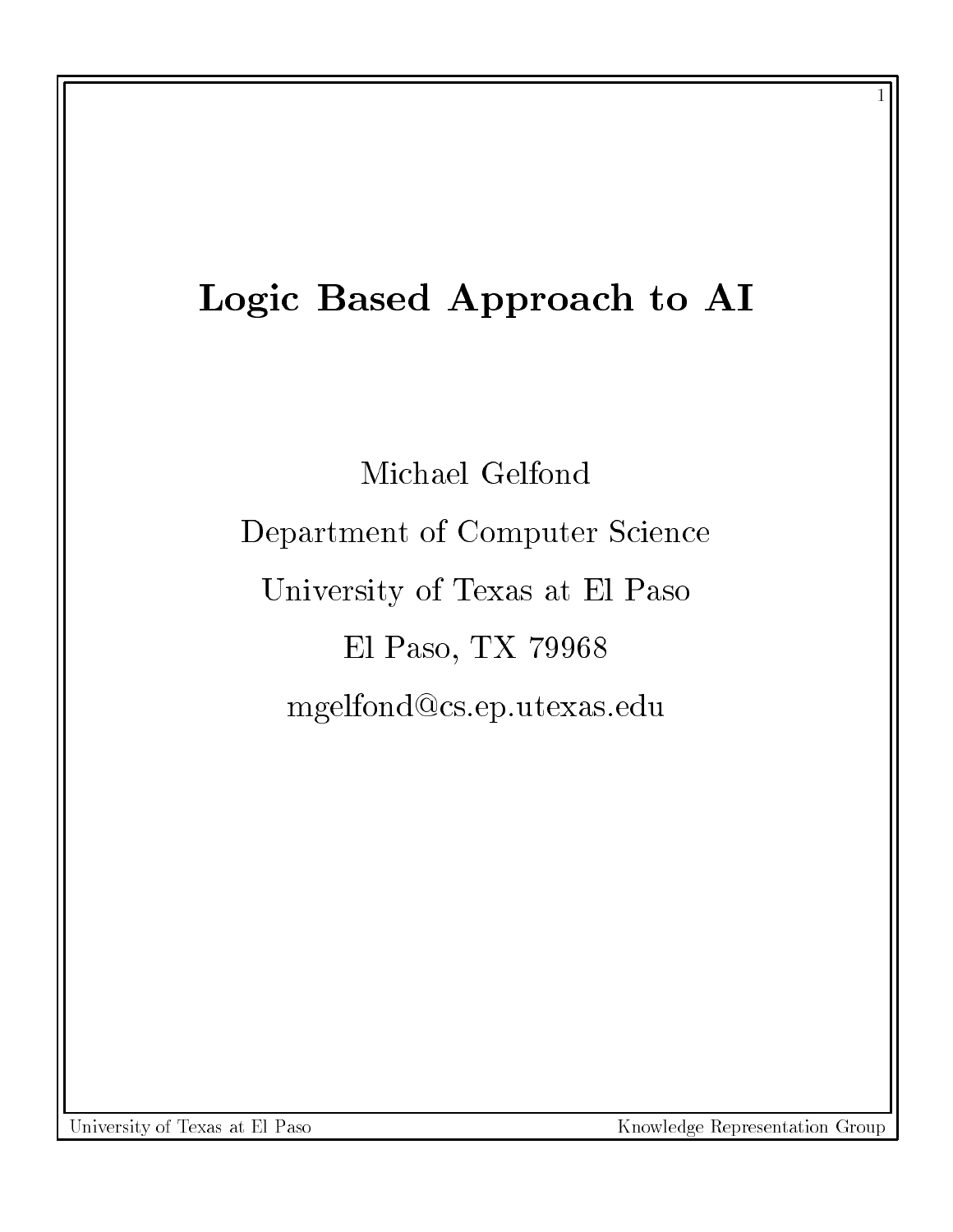# Logic Based Approach to AI

Michael Gelfond

Department of Computer Science

University of Texas at El Paso

El Paso, TX 79968

mgelfond@cs.ep.utexas.edu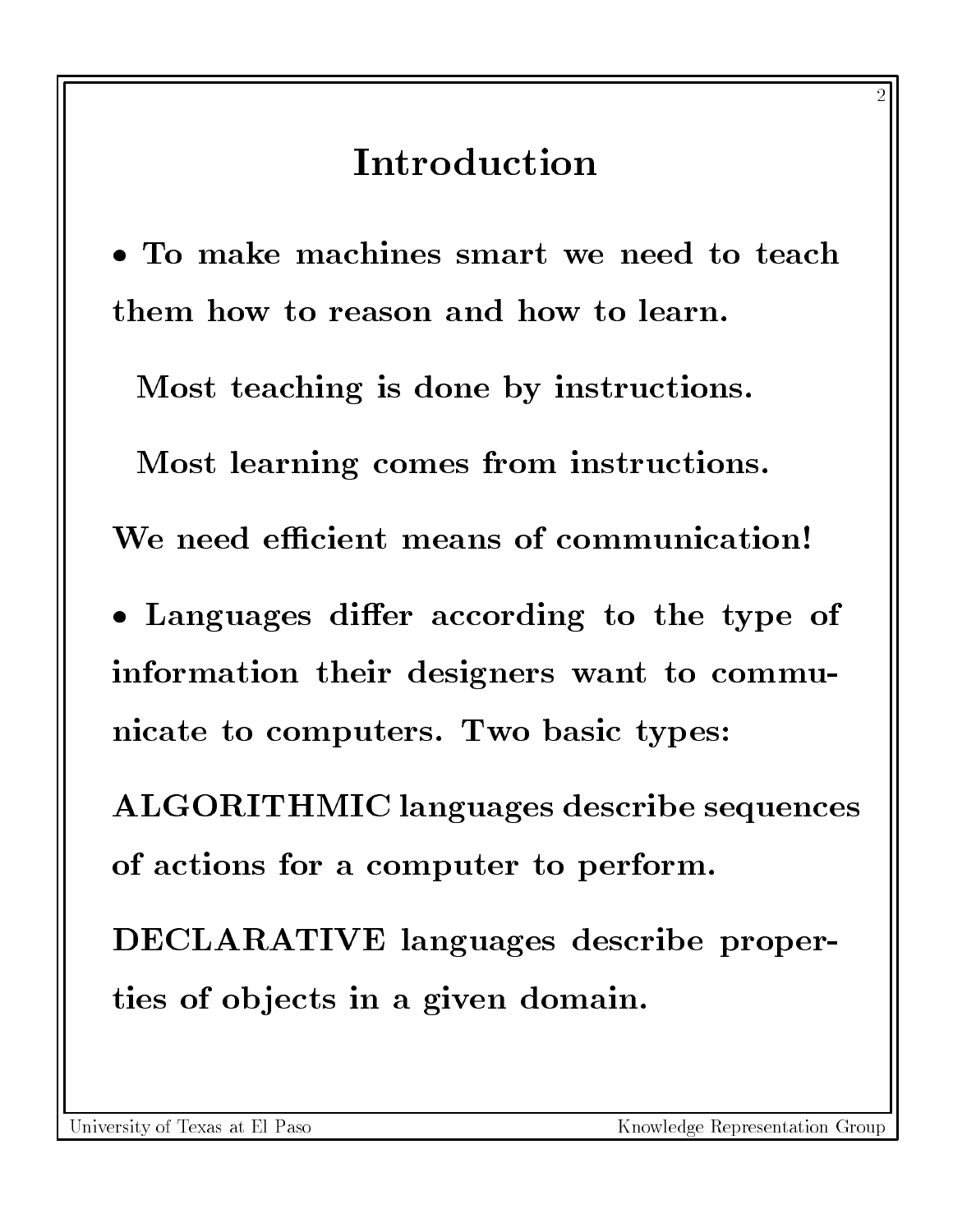# Introduction

- To make machines smart we need to teach them how to reason and how to learn.

  Most teaching is done by instructions.

  Most learning comes from instructions.

  We need efficient means of communication!

- Languages differ according to the type of information their designers want to communicate to computers. Two basic types:

  **ALGORITHMIC** languages describe sequences of actions for a computer to perform.

  **DECLARATIVE** languages describe properties of objects in a given domain.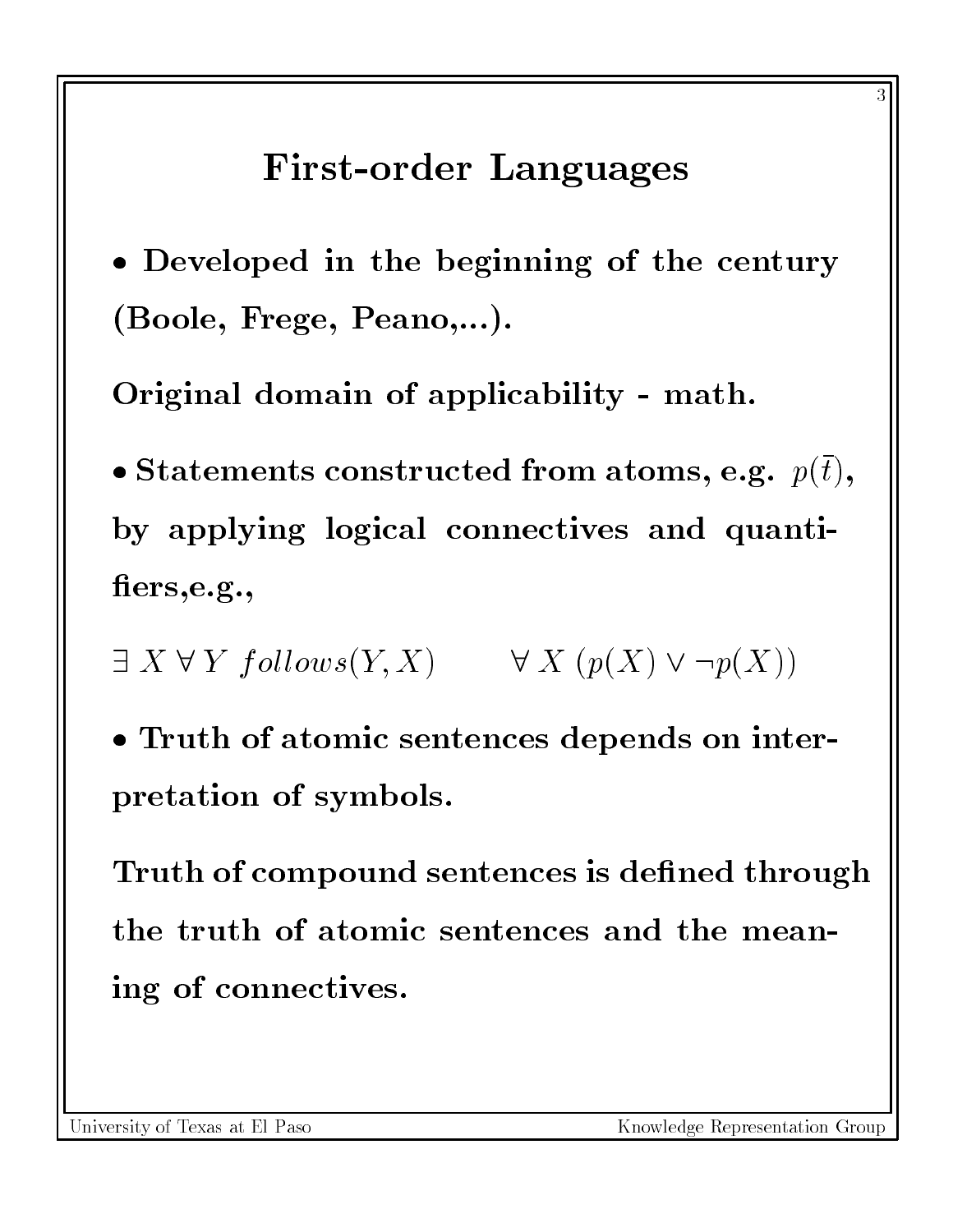# First-order Languages

**• Developed in the beginning of the century (Boole, Frege, Peano,...).**

**Original domain of applicability - math.**

**• Statements constructed from atoms, e.g. $p(\bar{t})$, by applying logical connectives and quantifiers,e.g.,**

$\exists\ X\ \forall\ Y\ follows(Y, X) \qquad \forall\ X\ (p(X) \vee \neg p(X))$

**• Truth of atomic sentences depends on interpretation of symbols.**

**Truth of compound sentences is defined through the truth of atomic sentences and the meaning of connectives.**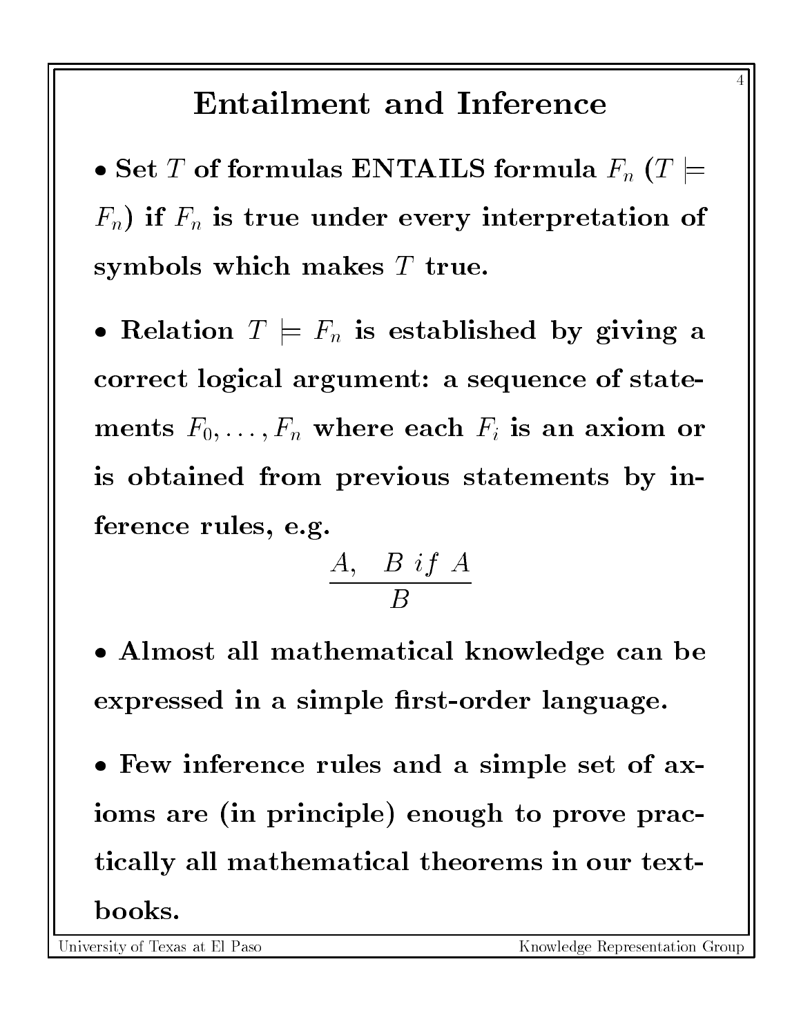# Entailment and Inference

- **Set $T$ of formulas ENTAILS formula $F_n$ ($T \models F_n$) if $F_n$ is true under every interpretation of symbols which makes $T$ true.**

- **Relation $T \models F_n$ is established by giving a correct logical argument: a sequence of statements $F_0, \ldots, F_n$ where each $F_i$ is an axiom or is obtained from previous statements by inference rules, e.g.**

$$\frac{A, \quad B \ if \ A}{B}$$

- **Almost all mathematical knowledge can be expressed in a simple first-order language.**

- **Few inference rules and a simple set of axioms are (in principle) enough to prove practically all mathematical theorems in our textbooks.**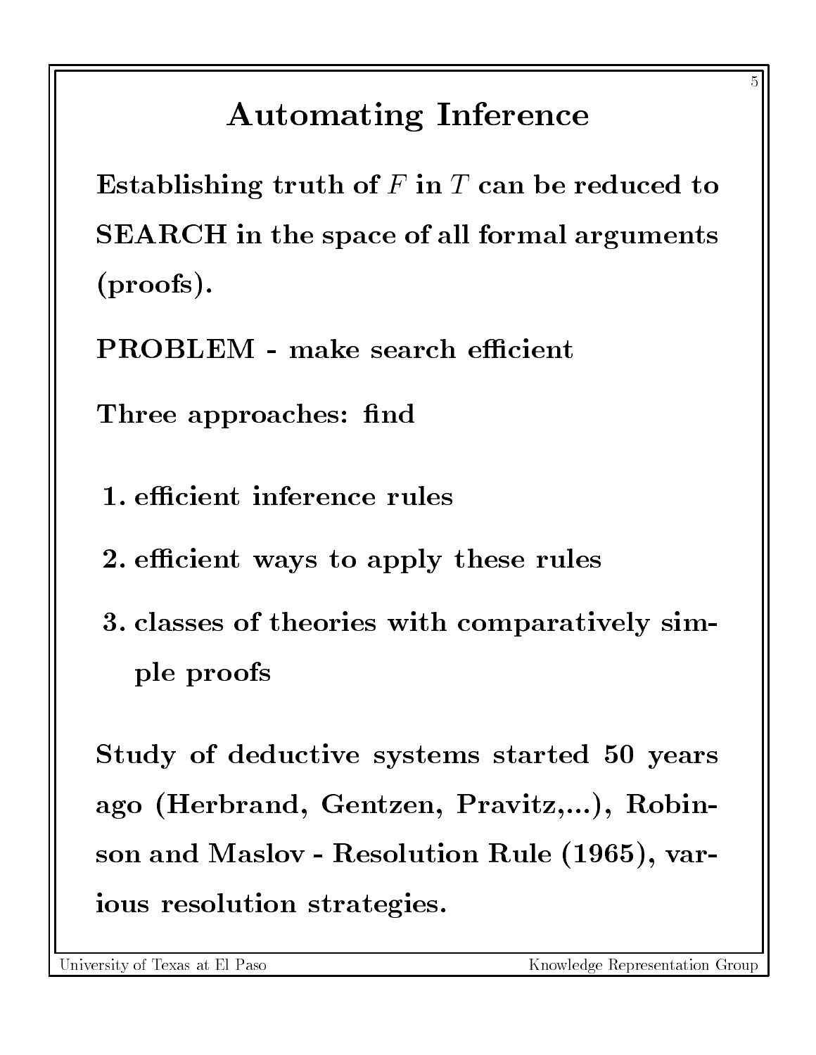# Automating Inference

**Establishing truth of $F$ in $T$ can be reduced to SEARCH in the space of all formal arguments (proofs).**

**PROBLEM - make search efficient**

**Three approaches: find**

1. **efficient inference rules**
2. **efficient ways to apply these rules**
3. **classes of theories with comparatively simple proofs**

**Study of deductive systems started 50 years ago (Herbrand, Gentzen, Pravitz,...), Robinson and Maslov - Resolution Rule (1965), various resolution strategies.**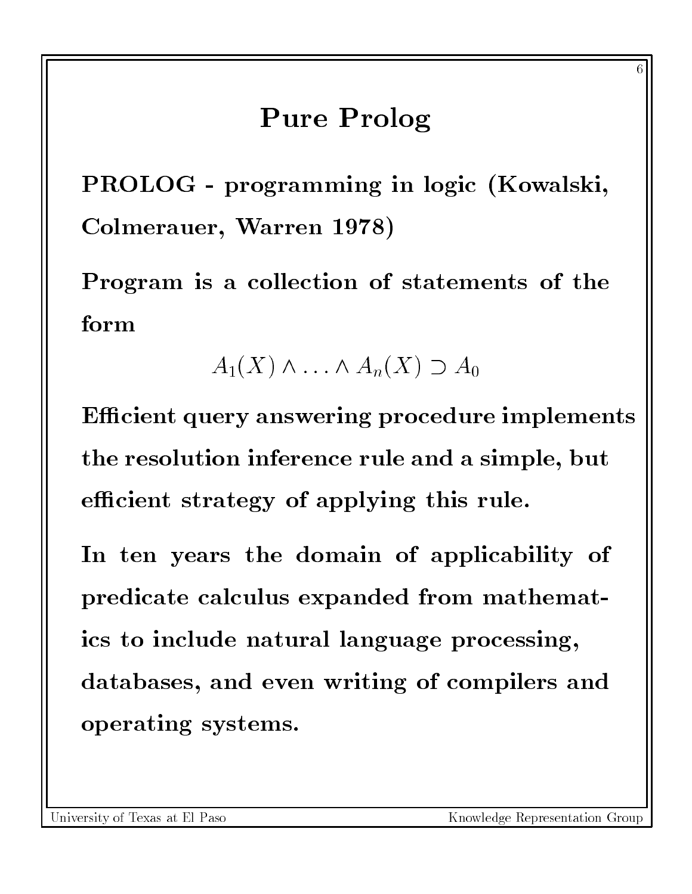# Pure Prolog

**PROLOG - programming in logic (Kowalski, Colmerauer, Warren 1978)**

**Program is a collection of statements of the form**

$$A_1(X) \wedge \ldots \wedge A_n(X) \supset A_0$$

**Efficient query answering procedure implements the resolution inference rule and a simple, but efficient strategy of applying this rule.**

**In ten years the domain of applicability of predicate calculus expanded from mathematics to include natural language processing, databases, and even writing of compilers and operating systems.**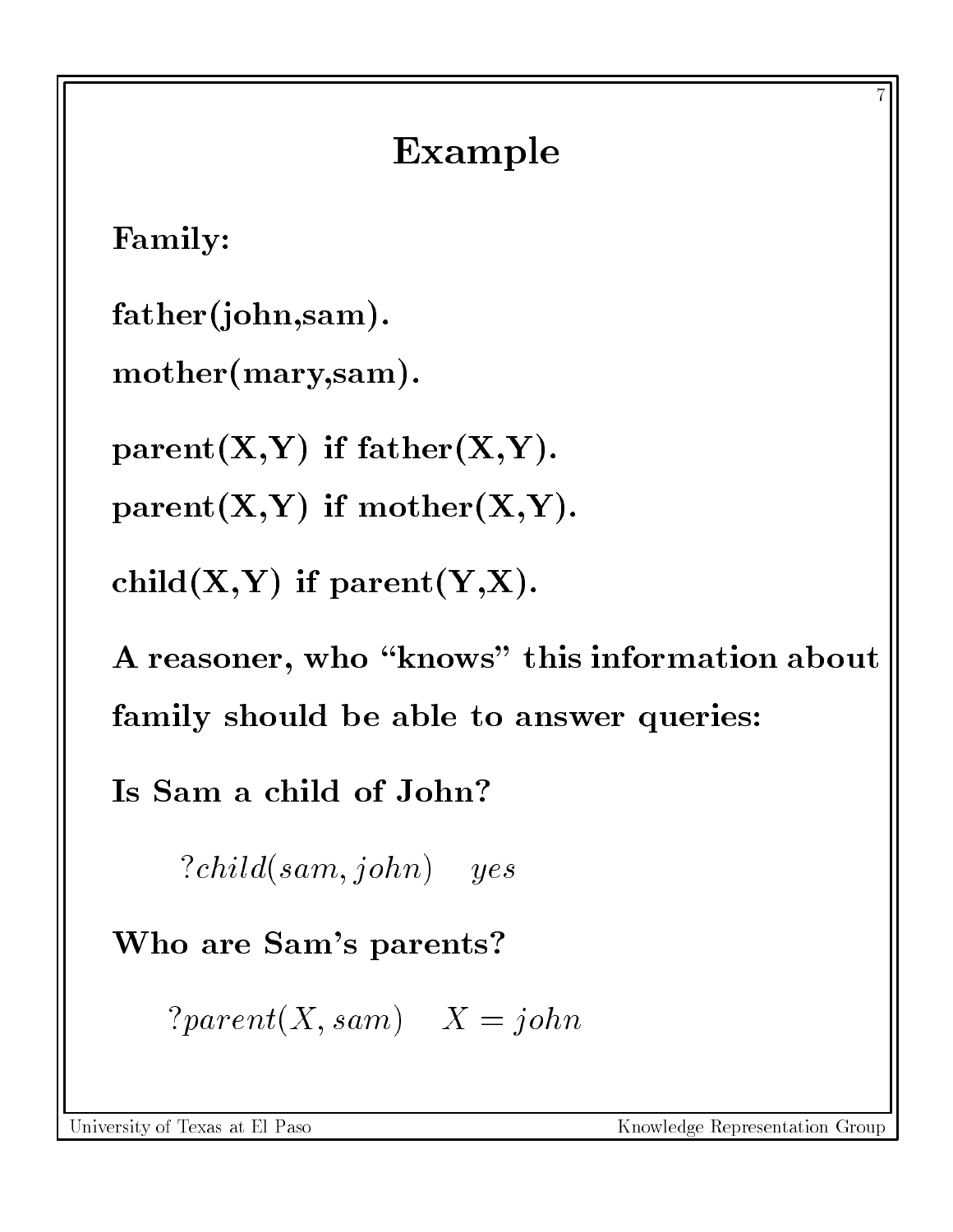# Example

**Family:**

**father(john,sam).**

**mother(mary,sam).**

**parent(X,Y) if father(X,Y).**

**parent(X,Y) if mother(X,Y).**

**child(X,Y) if parent(Y,X).**

**A reasoner, who "knows" this information about family should be able to answer queries:**

**Is Sam a child of John?**

$?child(sam, john) \quad yes$

**Who are Sam's parents?**

$?parent(X, sam) \quad X = john$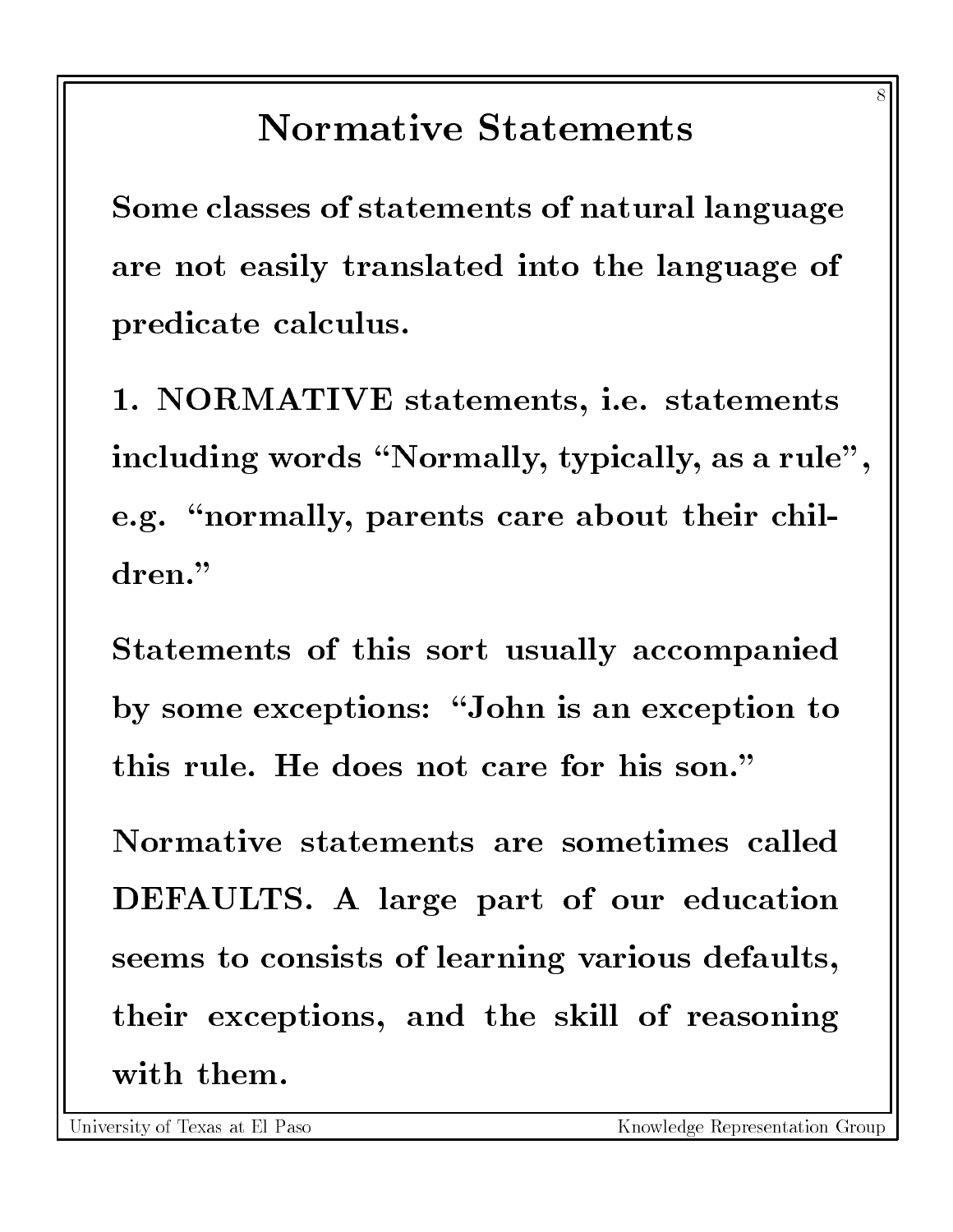# Normative Statements

**Some classes of statements of natural language are not easily translated into the language of predicate calculus.**

**1. NORMATIVE statements, i.e. statements including words "Normally, typically, as a rule", e.g. "normally, parents care about their children."**

**Statements of this sort usually accompanied by some exceptions: "John is an exception to this rule. He does not care for his son."**

**Normative statements are sometimes called DEFAULTS. A large part of our education seems to consists of learning various defaults, their exceptions, and the skill of reasoning with them.**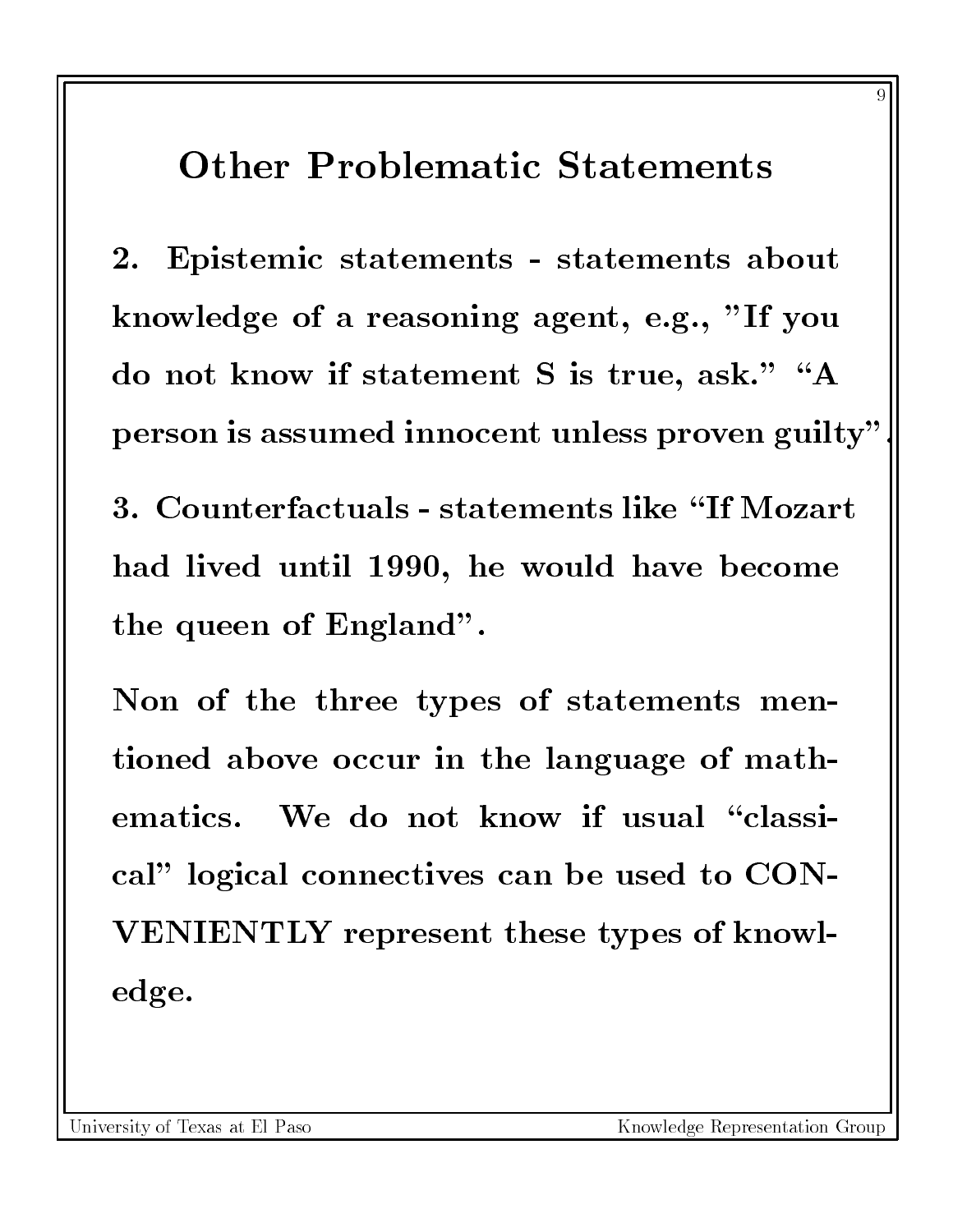# Other Problematic Statements

**2. Epistemic statements - statements about knowledge of a reasoning agent, e.g., "If you do not know if statement S is true, ask." "A person is assumed innocent unless proven guilty".**

**3. Counterfactuals - statements like "If Mozart had lived until 1990, he would have become the queen of England".**

**Non of the three types of statements mentioned above occur in the language of mathematics. We do not know if usual "classical" logical connectives can be used to CONVENIENTLY represent these types of knowledge.**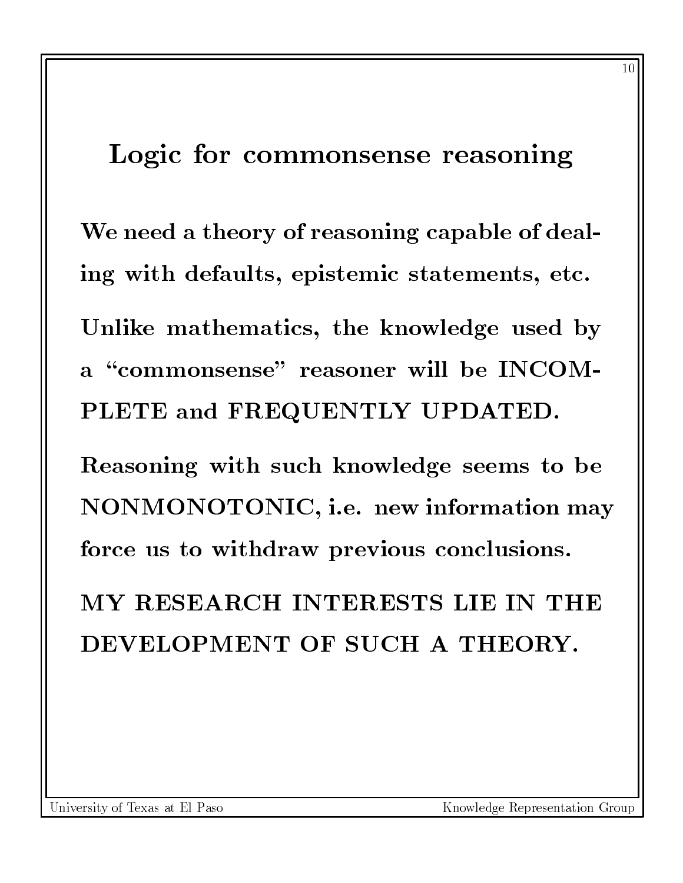# Logic for commonsense reasoning

**We need a theory of reasoning capable of dealing with defaults, epistemic statements, etc.**

**Unlike mathematics, the knowledge used by a "commonsense" reasoner will be INCOMPLETE and FREQUENTLY UPDATED.**

**Reasoning with such knowledge seems to be NONMONOTONIC, i.e. new information may force us to withdraw previous conclusions.**

**MY RESEARCH INTERESTS LIE IN THE DEVELOPMENT OF SUCH A THEORY.**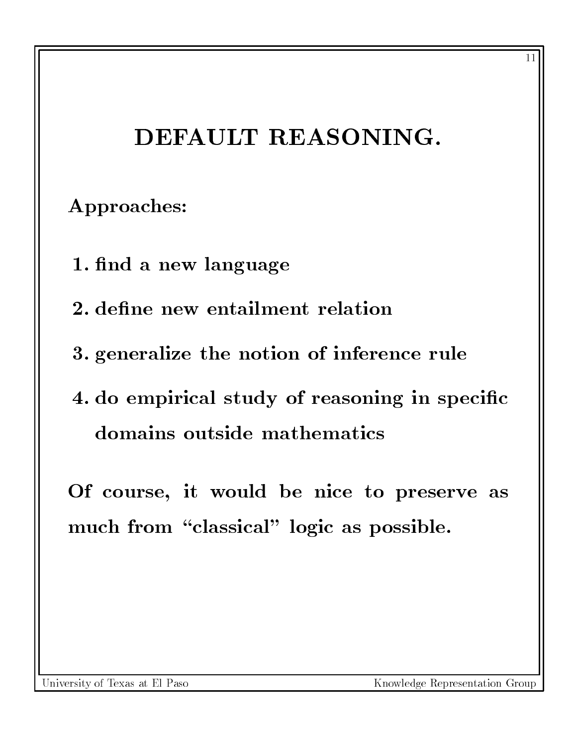# DEFAULT REASONING.

**Approaches:**

1. **find a new language**
2. **define new entailment relation**
3. **generalize the notion of inference rule**
4. **do empirical study of reasoning in specific domains outside mathematics**

**Of course, it would be nice to preserve as much from "classical" logic as possible.**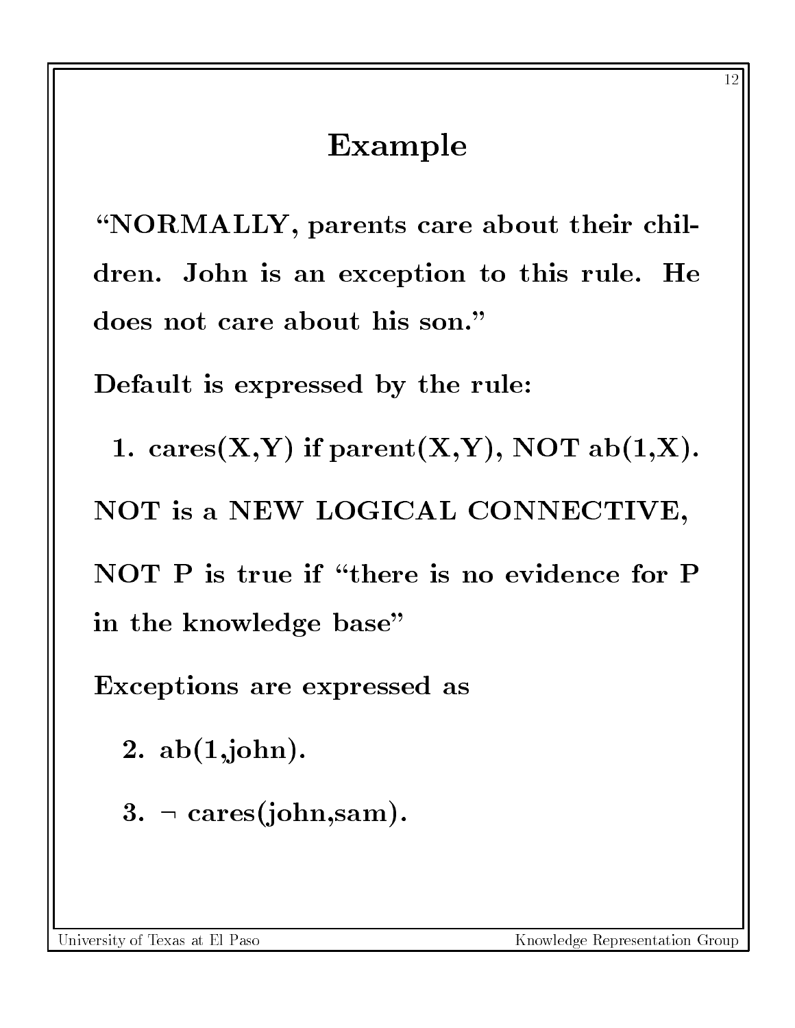## Example

**"NORMALLY, parents care about their children. John is an exception to this rule. He does not care about his son."**

**Default is expressed by the rule:**

1. **cares(X,Y) if parent(X,Y), NOT ab(1,X).**

**NOT is a NEW LOGICAL CONNECTIVE,**

**NOT P is true if "there is no evidence for P in the knowledge base"**

**Exceptions are expressed as**

2. **ab(1,john).**
3. **¬ cares(john,sam).**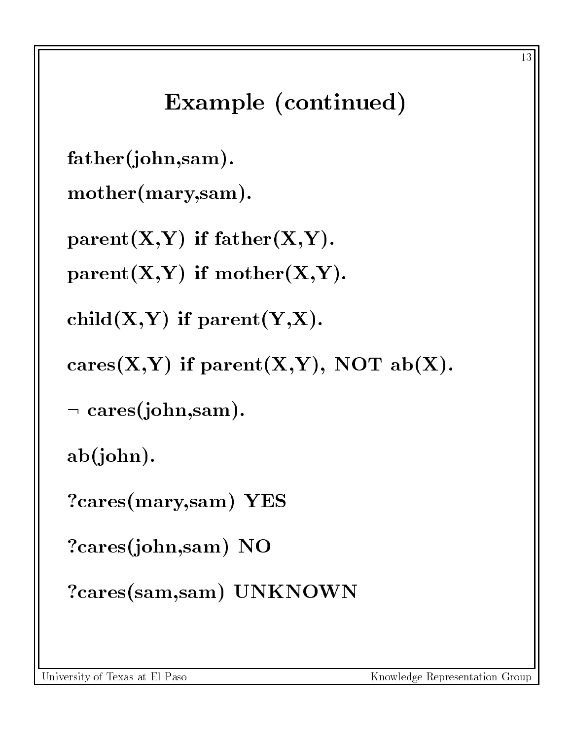# Example (continued)

**father(john,sam).**

**mother(mary,sam).**

**parent(X,Y) if father(X,Y).**

**parent(X,Y) if mother(X,Y).**

**child(X,Y) if parent(Y,X).**

**cares(X,Y) if parent(X,Y), NOT ab(X).**

**$\neg$ cares(john,sam).**

**ab(john).**

**?cares(mary,sam) YES**

**?cares(john,sam) NO**

**?cares(sam,sam) UNKNOWN**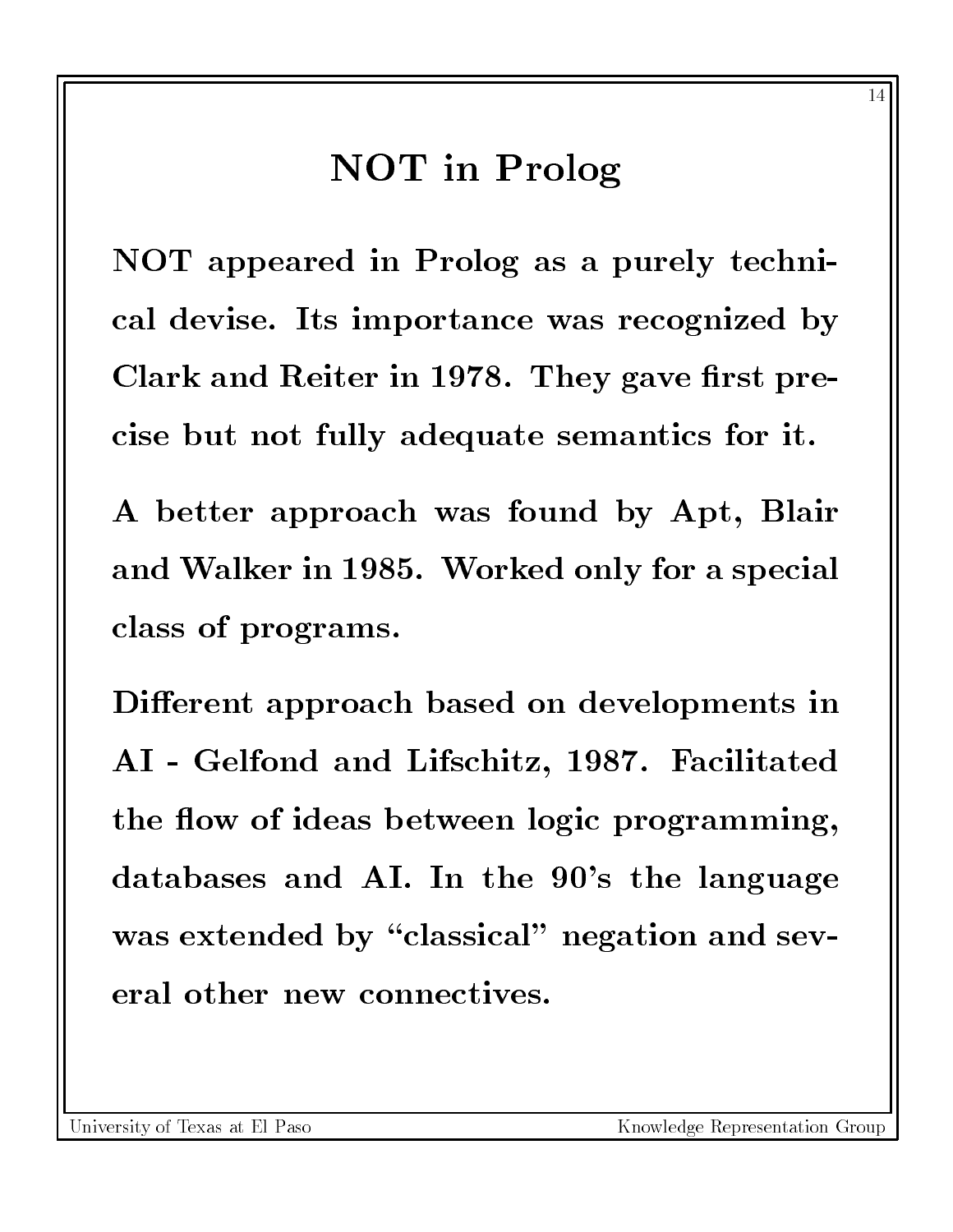# NOT in Prolog

NOT appeared in Prolog as a purely technical devise. Its importance was recognized by Clark and Reiter in 1978. They gave first precise but not fully adequate semantics for it.

A better approach was found by Apt, Blair and Walker in 1985. Worked only for a special class of programs.

Different approach based on developments in AI - Gelfond and Lifschitz, 1987. Facilitated the flow of ideas between logic programming, databases and AI. In the 90's the language was extended by "classical" negation and several other new connectives.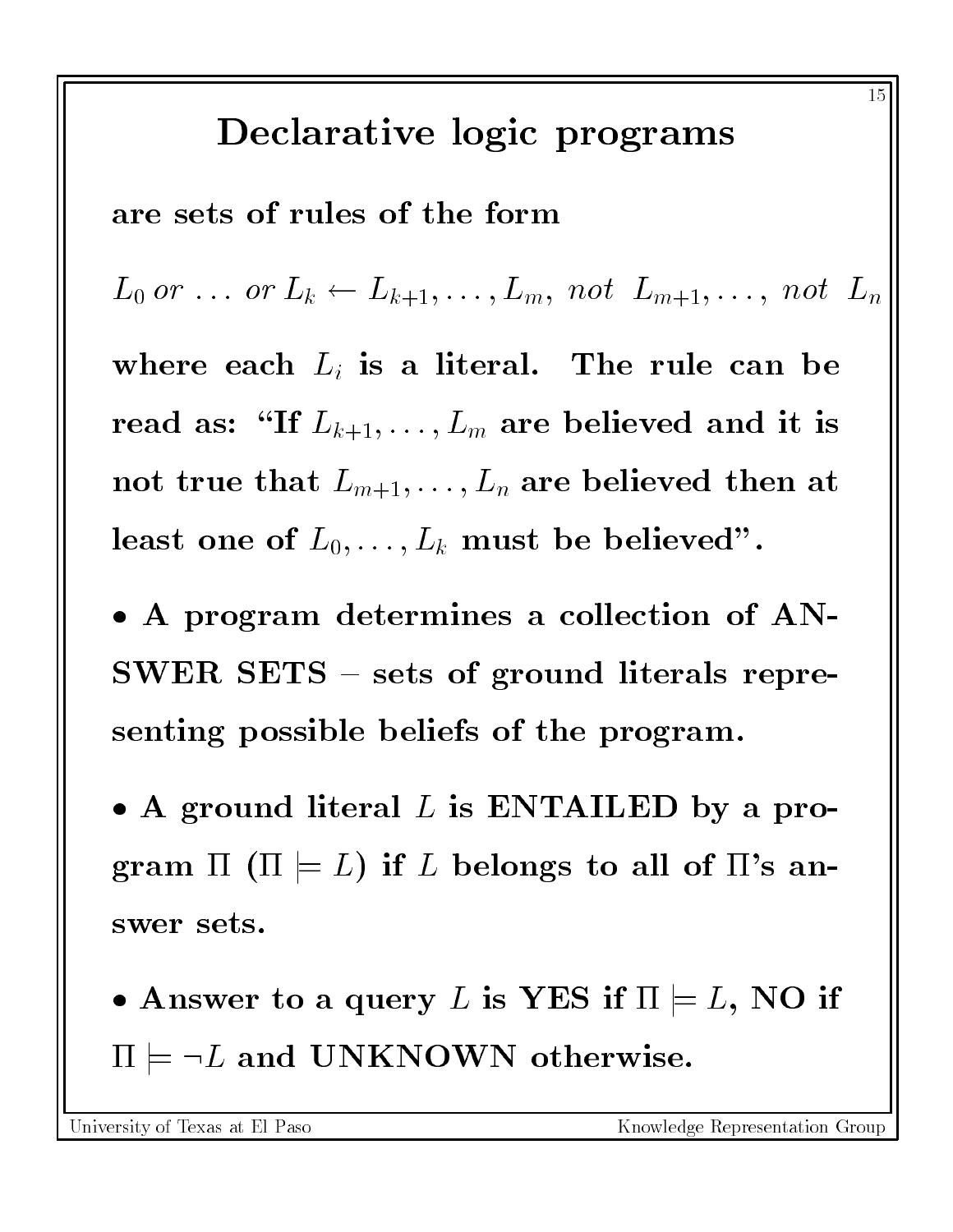# Declarative logic programs

**are sets of rules of the form**

$$L_0 \; or \; \ldots \; or \; L_k \leftarrow L_{k+1}, \ldots, L_m, \; not \;\; L_{m+1}, \ldots, \; not \;\; L_n$$

**where each $L_i$ is a literal. The rule can be read as: "If $L_{k+1}, \ldots, L_m$ are believed and it is not true that $L_{m+1}, \ldots, L_n$ are believed then at least one of $L_0, \ldots, L_k$ must be believed".**

- **A program determines a collection of ANSWER SETS – sets of ground literals representing possible beliefs of the program.**
- **A ground literal $L$ is ENTAILED by a program $\Pi$ ($\Pi \models L$) if $L$ belongs to all of $\Pi$'s answer sets.**
- **Answer to a query $L$ is YES if $\Pi \models L$, NO if $\Pi \models \neg L$ and UNKNOWN otherwise.**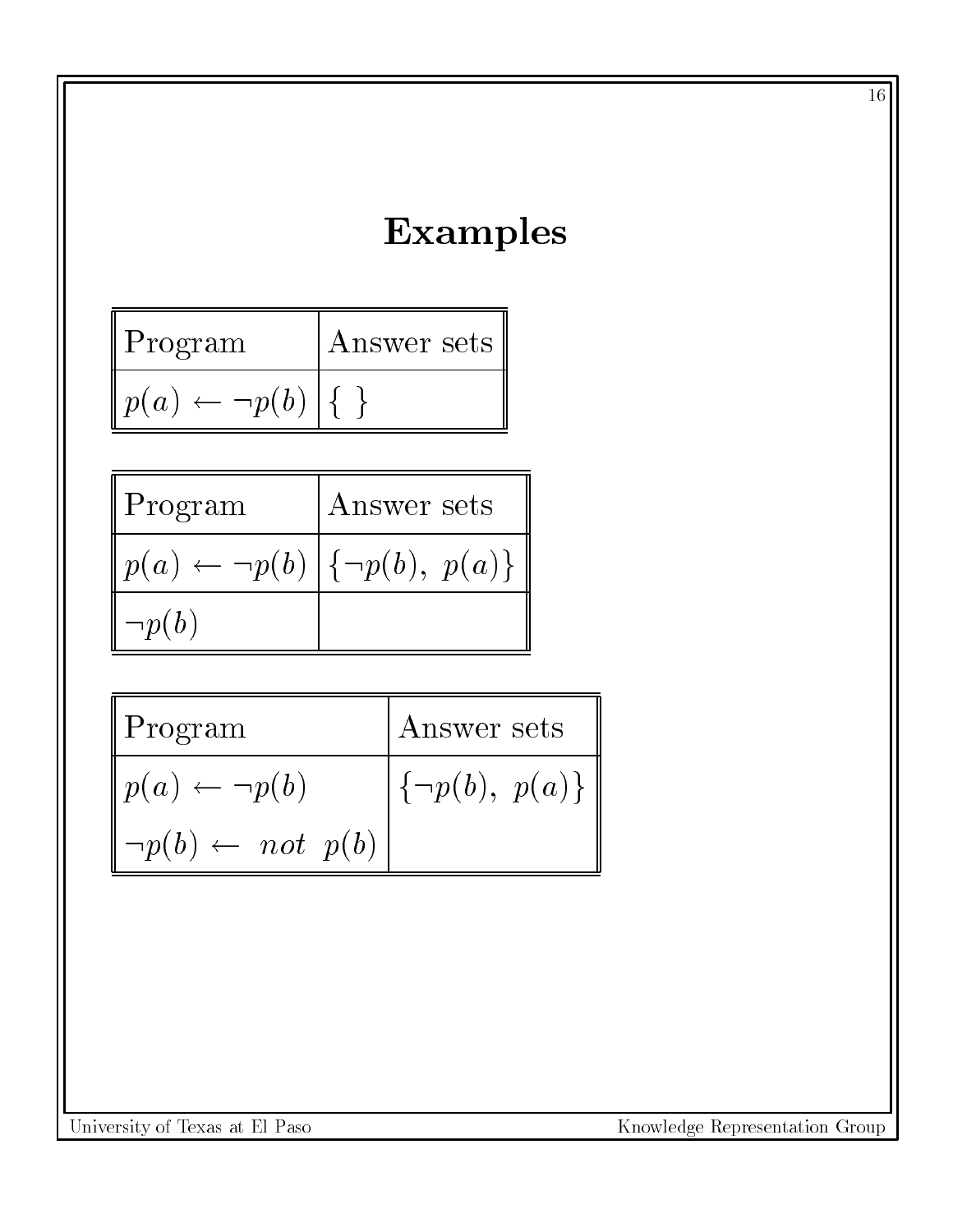# Examples

| Program | Answer sets |
|---|---|
| $p(a) \leftarrow \neg p(b)$ | $\{ \}$ |

| Program | Answer sets |
|---|---|
| $p(a) \leftarrow \neg p(b)$ | $\{\neg p(b),\ p(a)\}$ |
| $\neg p(b)$ | |

| Program | Answer sets |
|---|---|
| $p(a) \leftarrow \neg p(b)$ <br> $\neg p(b) \leftarrow \ not \ \ p(b)$ | $\{\neg p(b),\ p(a)\}$ |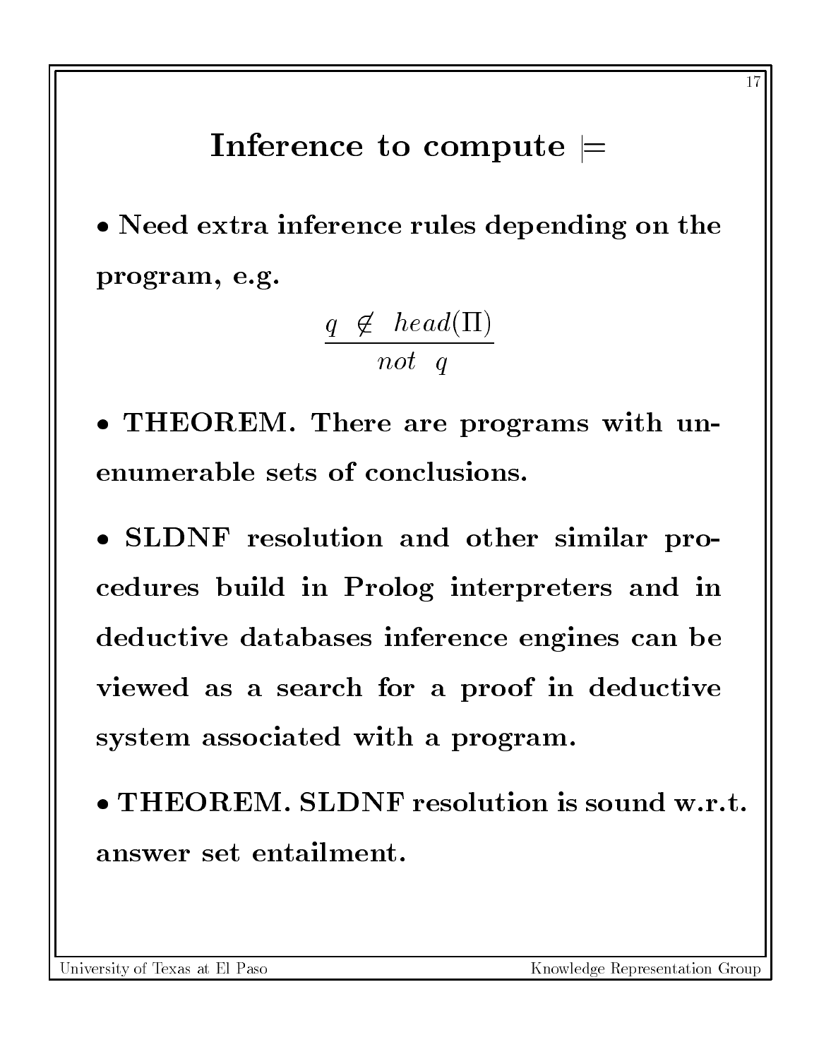# Inference to compute $\models$

- **Need extra inference rules depending on the program, e.g.**

$$\frac{q \;\not\in\; head(\Pi)}{not \;\; q}$$

- **THEOREM. There are programs with unenumerable sets of conclusions.**

- **SLDNF resolution and other similar procedures build in Prolog interpreters and in deductive databases inference engines can be viewed as a search for a proof in deductive system associated with a program.**

- **THEOREM. SLDNF resolution is sound w.r.t. answer set entailment.**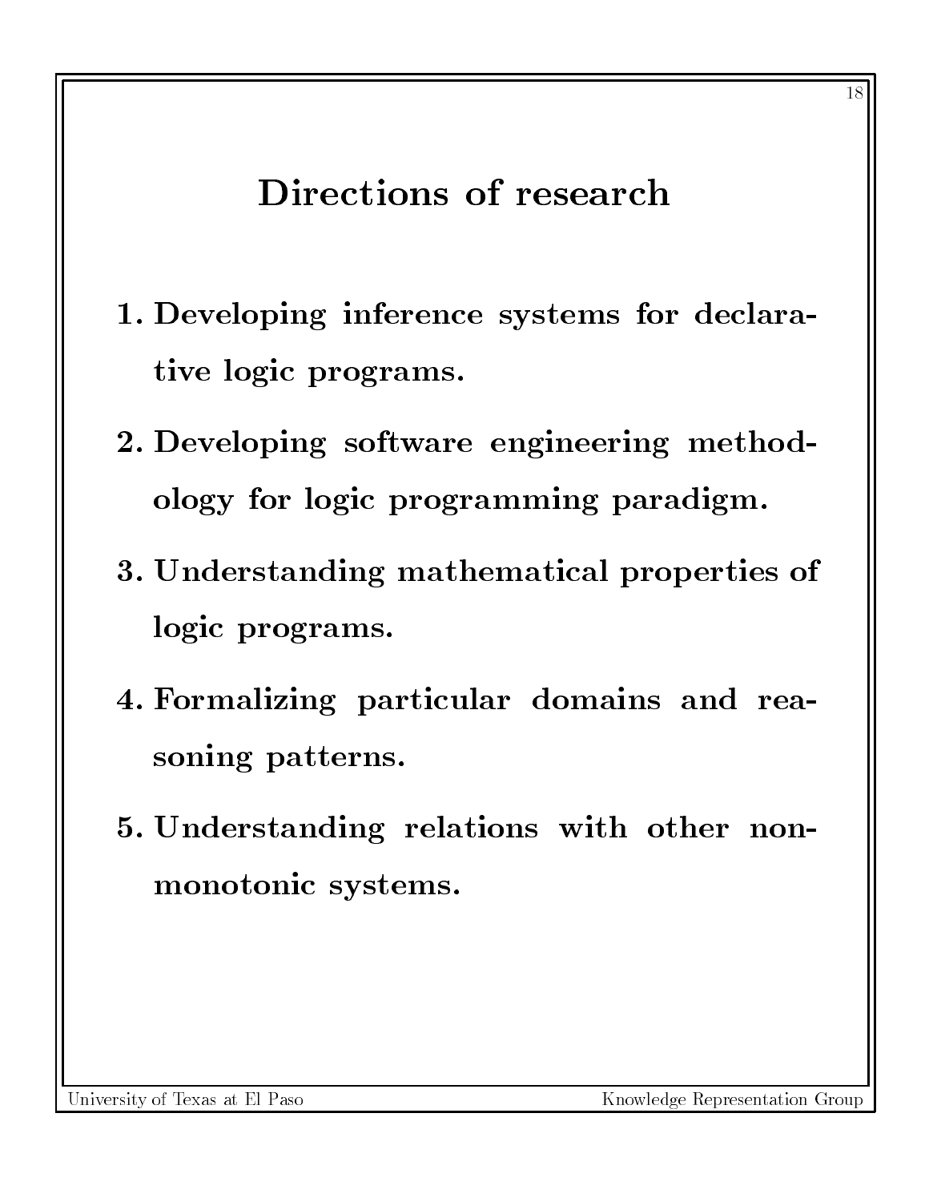# Directions of research

1. Developing inference systems for declarative logic programs.
2. Developing software engineering methodology for logic programming paradigm.
3. Understanding mathematical properties of logic programs.
4. Formalizing particular domains and reasoning patterns.
5. Understanding relations with other non-monotonic systems.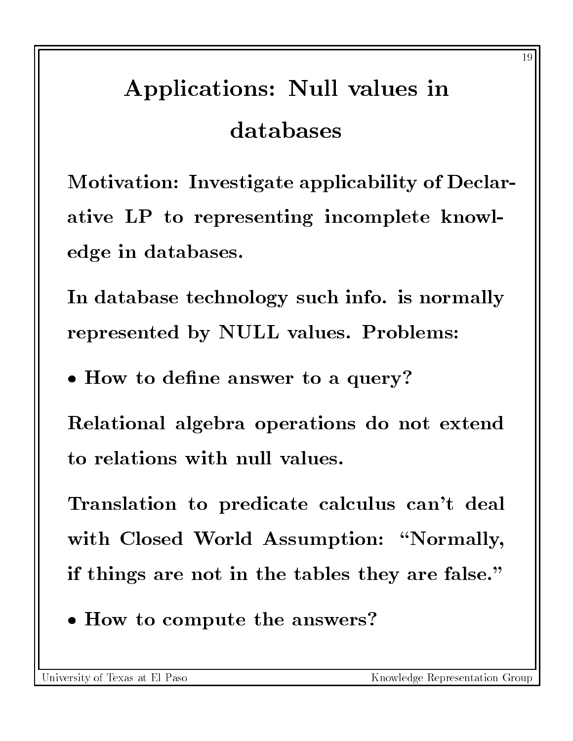# Applications: Null values in databases

**Motivation: Investigate applicability of Declarative LP to representing incomplete knowledge in databases.**

**In database technology such info. is normally represented by NULL values. Problems:**

- **How to define answer to a query?**

**Relational algebra operations do not extend to relations with null values.**

**Translation to predicate calculus can't deal with Closed World Assumption: "Normally, if things are not in the tables they are false."**

- **How to compute the answers?**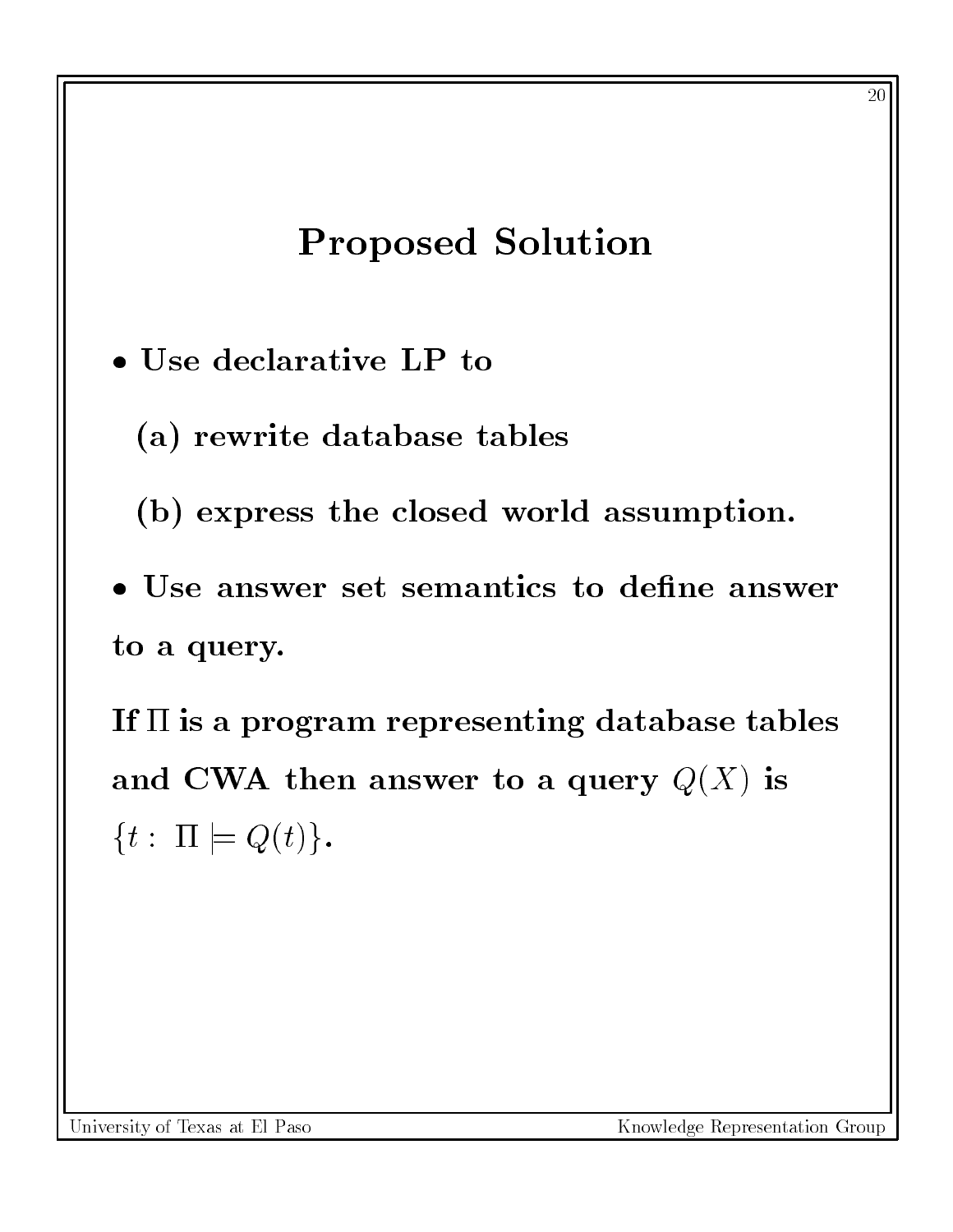# Proposed Solution

- **Use declarative LP to**

  **(a) rewrite database tables**

  **(b) express the closed world assumption.**

- **Use answer set semantics to define answer to a query.**

**If $\Pi$ is a program representing database tables and CWA then answer to a query $Q(X)$ is $\{t : \Pi \models Q(t)\}$.**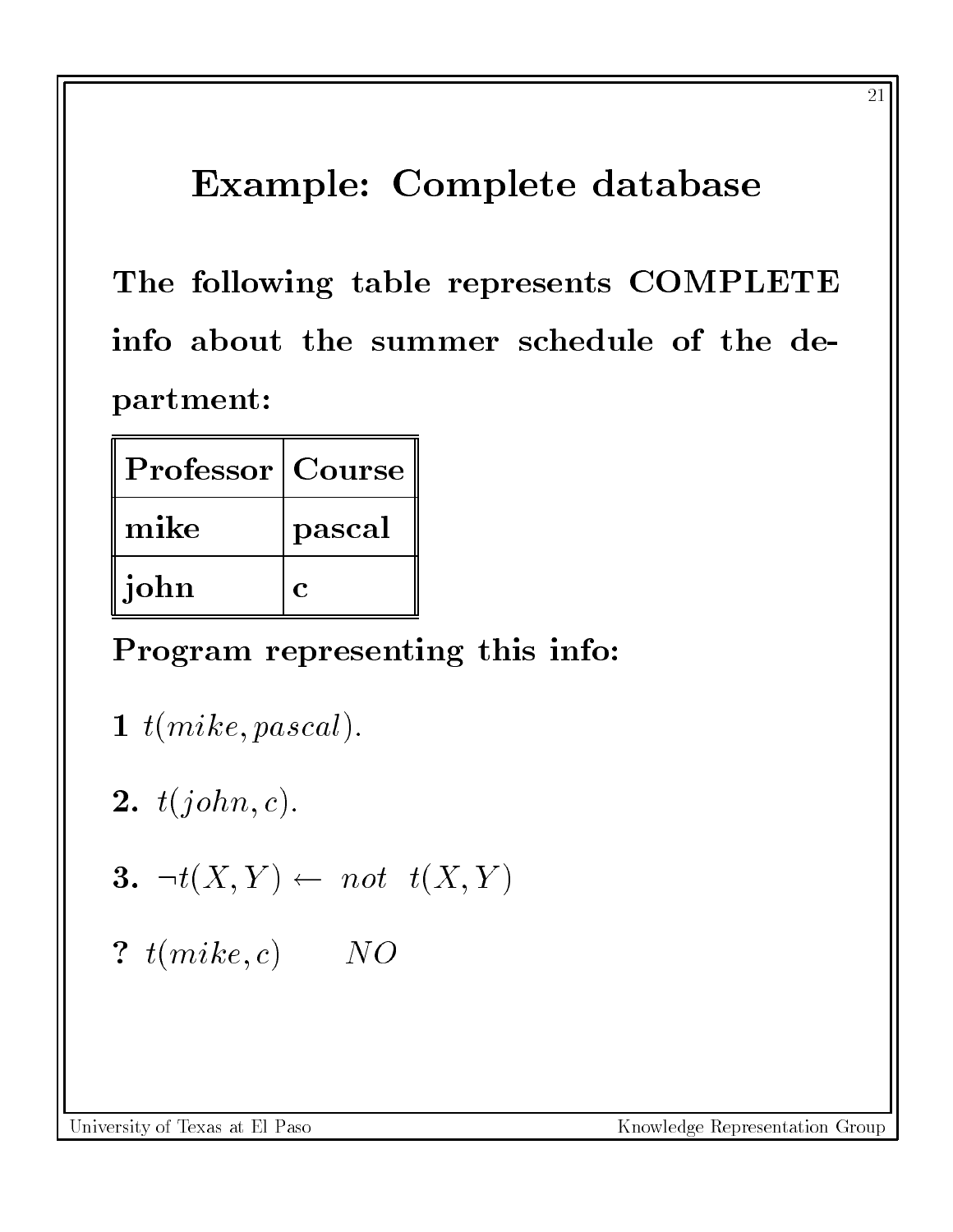# Example: Complete database

**The following table represents COMPLETE info about the summer schedule of the department:**

| Professor | Course |
|---|---|
| mike | pascal |
| john | c |

**Program representing this info:**

**1** $t(mike, pascal).$

**2.** $t(john, c).$

**3.** $\neg t(X, Y) \leftarrow \ not \ \ t(X, Y)$

**?** $t(mike, c) \qquad NO$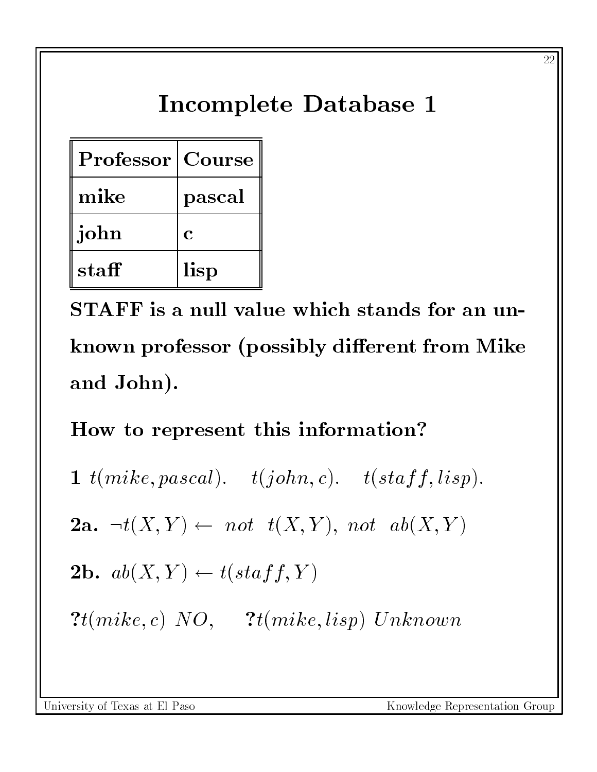# Incomplete Database 1

| Professor | Course |
|---|---|
| mike | pascal |
| john | c |
| staff | lisp |

**STAFF is a null value which stands for an unknown professor (possibly different from Mike and John).**

**How to represent this information?**

**1** $t(mike, pascal)$. $t(john, c)$. $t(staff, lisp)$.

**2a.** $\neg t(X, Y) \leftarrow \ not \ \ t(X, Y), \ not \ \ ab(X, Y)$

**2b.** $ab(X, Y) \leftarrow t(staff, Y)$

**?**$t(mike, c)$ $NO$, **?**$t(mike, lisp)$ $Unknown$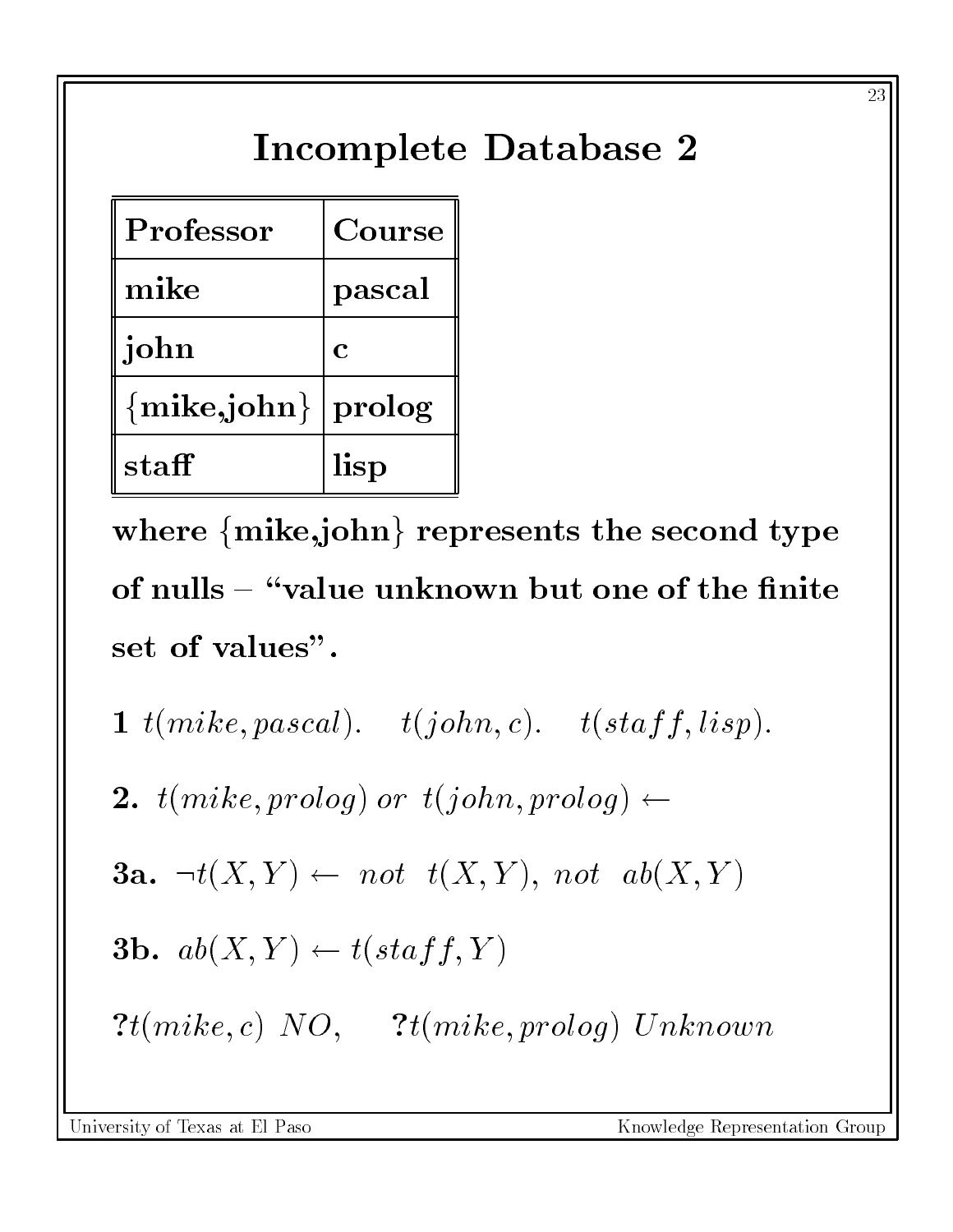# Incomplete Database 2

| Professor | Course |
|---|---|
| mike | pascal |
| john | c |
| {mike,john} | prolog |
| staff | lisp |

**where {mike,john} represents the second type of nulls – "value unknown but one of the finite set of values".**

**1** $t(mike, pascal).$ $t(john, c).$ $t(staff, lisp).$

**2.** $t(mike, prolog)\ or\ t(john, prolog) \leftarrow$

**3a.** $\neg t(X, Y) \leftarrow\ not\ \ t(X, Y),\ not\ \ ab(X, Y)$

**3b.** $ab(X, Y) \leftarrow t(staff, Y)$

**?**$t(mike, c)\ NO,$ **?**$t(mike, prolog)\ Unknown$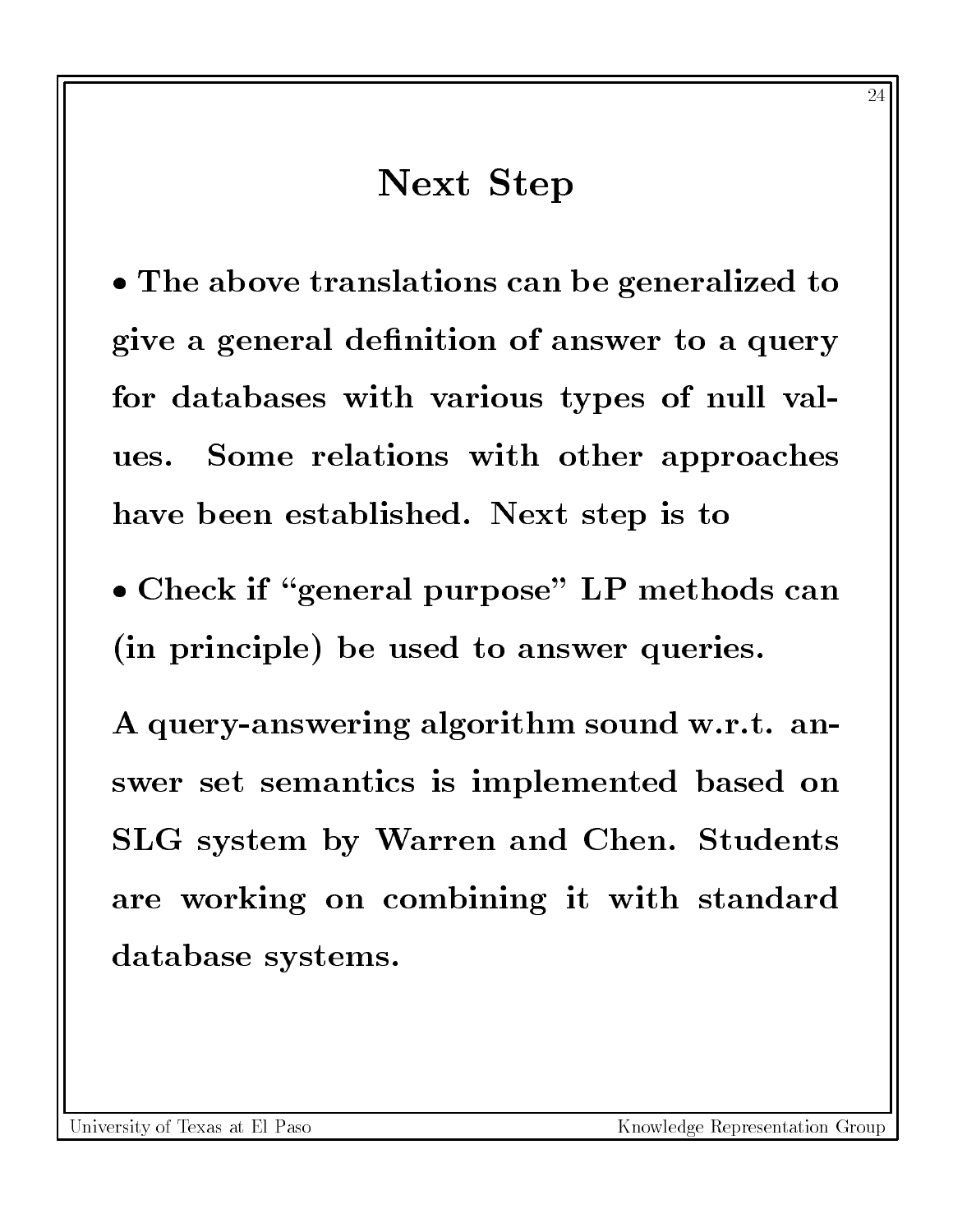# Next Step

- The above translations can be generalized to give a general definition of answer to a query for databases with various types of null values. Some relations with other approaches have been established. Next step is to
- Check if "general purpose" LP methods can (in principle) be used to answer queries.

A query-answering algorithm sound w.r.t. answer set semantics is implemented based on SLG system by Warren and Chen. Students are working on combining it with standard database systems.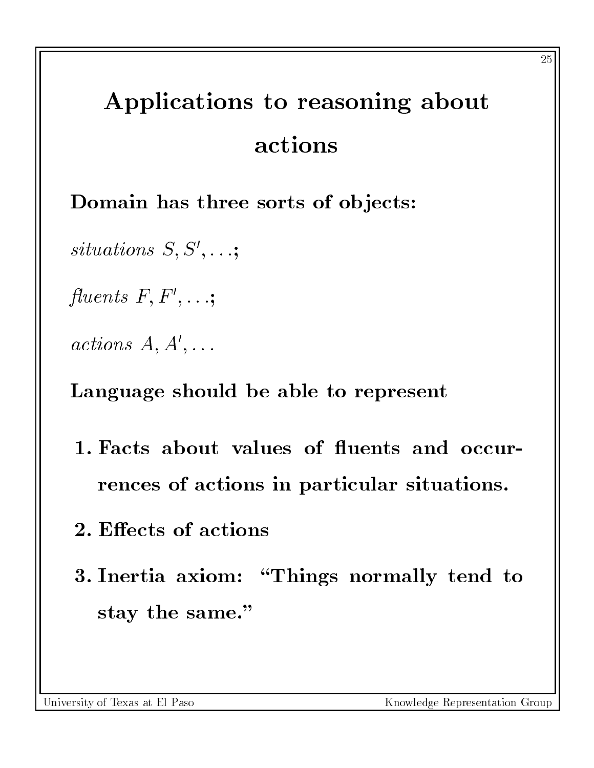# Applications to reasoning about actions

**Domain has three sorts of objects:**

*situations* $S, S', \ldots$;

*fluents* $F, F', \ldots$;

*actions* $A, A', \ldots$

**Language should be able to represent**

1. **Facts about values of fluents and occurrences of actions in particular situations.**
2. **Effects of actions**
3. **Inertia axiom: "Things normally tend to stay the same."**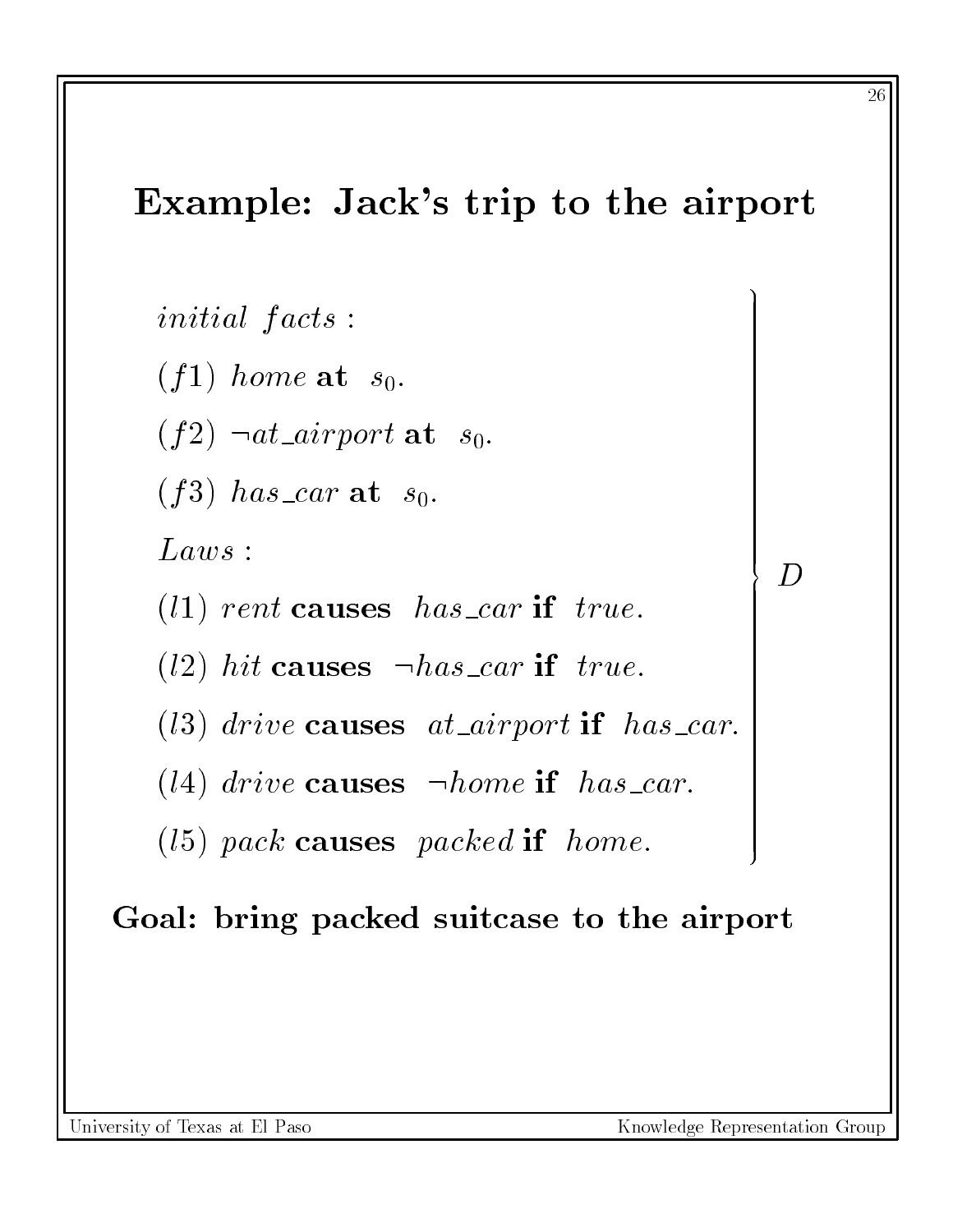# Example: Jack's trip to the airport

$initial\ facts:$

$(f1)$ $home$ **at** $s_0$.

$(f2)$ $\neg at\_airport$ **at** $s_0$.

$(f3)$ $has\_car$ **at** $s_0$.

$Laws:$

$(l1)$ $rent$ **causes** $has\_car$ **if** $true$.

$(l2)$ $hit$ **causes** $\neg has\_car$ **if** $true$.

$(l3)$ $drive$ **causes** $at\_airport$ **if** $has\_car$.

$(l4)$ $drive$ **causes** $\neg home$ **if** $has\_car$.

$(l5)$ $pack$ **causes** $packed$ **if** $home$.

(The initial facts and laws above together form $D$.)

**Goal: bring packed suitcase to the airport**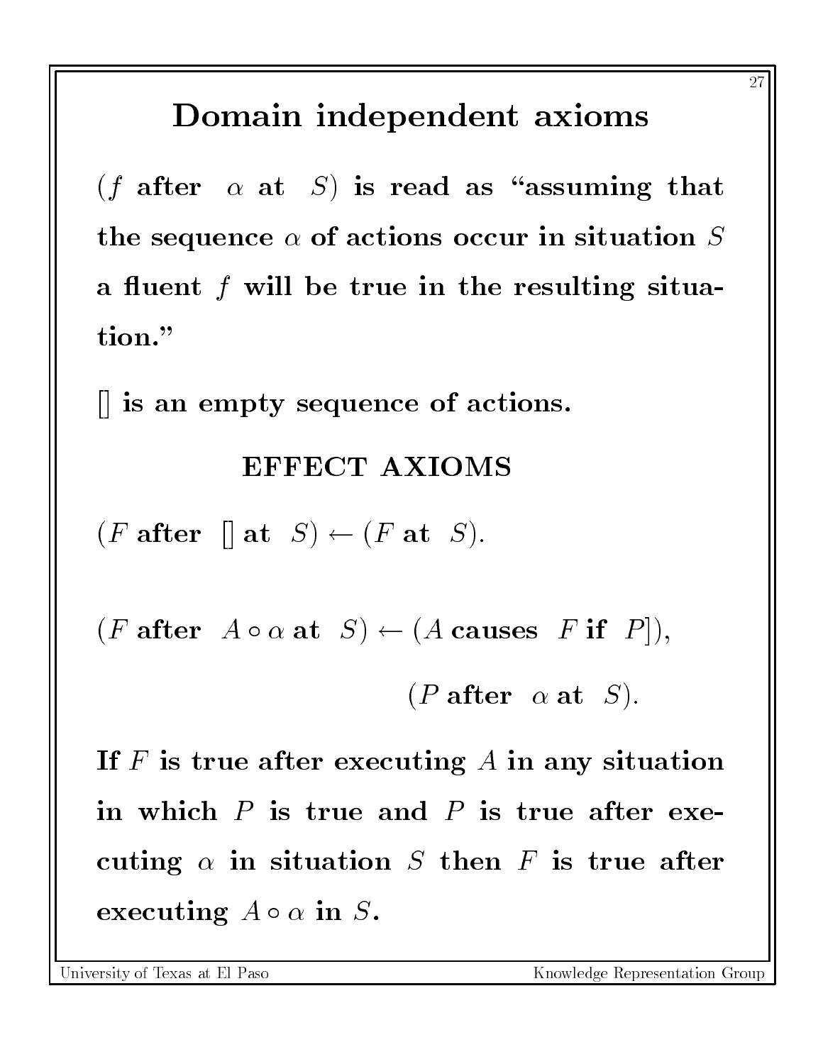# Domain independent axioms

**($f$ after $\alpha$ at $S$) is read as "assuming that the sequence $\alpha$ of actions occur in situation $S$ a fluent $f$ will be true in the resulting situation."**

**[] is an empty sequence of actions.**

### EFFECT AXIOMS

$$(F \textbf{ after } [] \textbf{ at } S) \leftarrow (F \textbf{ at } S).$$

$$(F \textbf{ after } A \circ \alpha \textbf{ at } S) \leftarrow (A \textbf{ causes } F \textbf{ if } P]),$$
$$(P \textbf{ after } \alpha \textbf{ at } S).$$

**If $F$ is true after executing $A$ in any situation in which $P$ is true and $P$ is true after executing $\alpha$ in situation $S$ then $F$ is true after executing $A \circ \alpha$ in $S$.**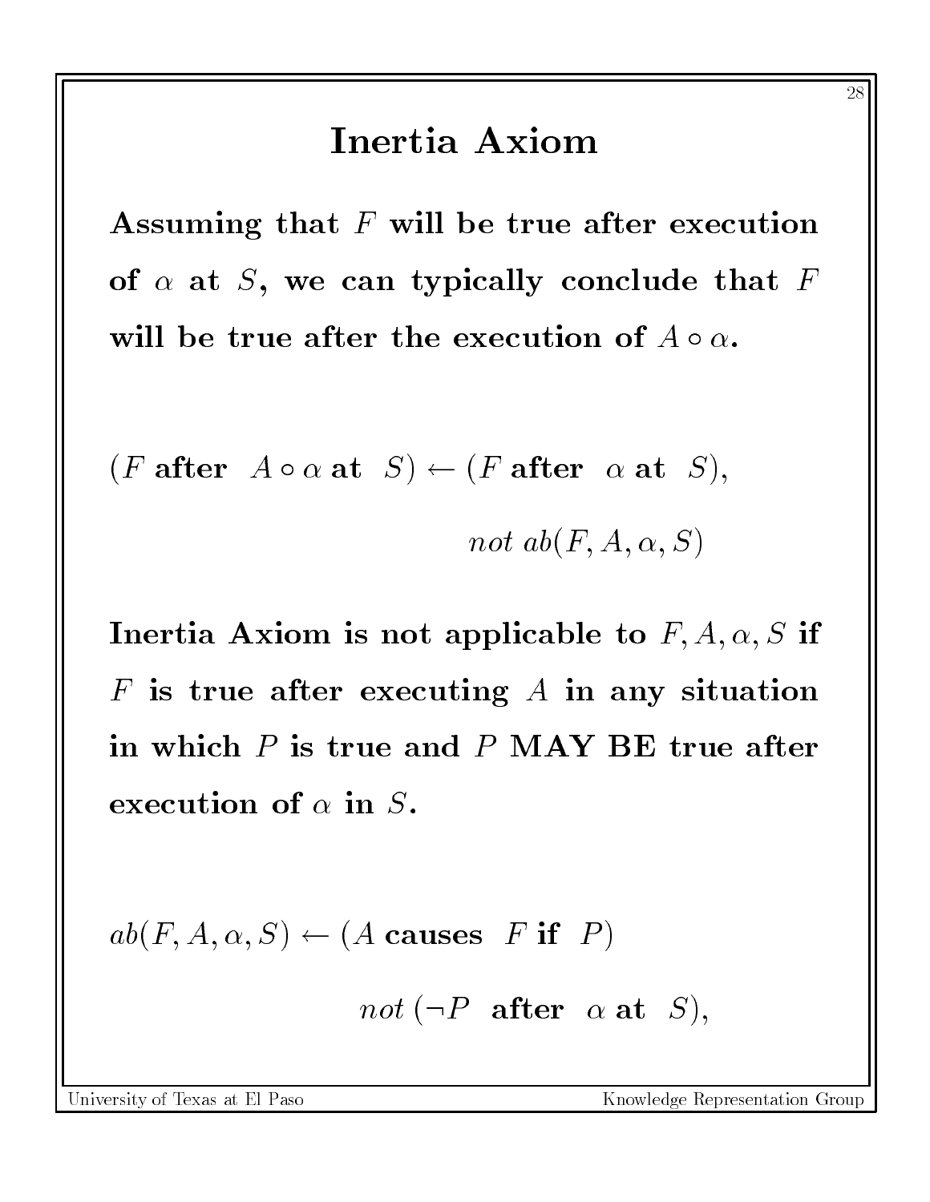# Inertia Axiom

**Assuming that $F$ will be true after execution of $\alpha$ at $S$, we can typically conclude that $F$ will be true after the execution of $A \circ \alpha$.**

$$(F \textbf{ after } A \circ \alpha \textbf{ at } S) \leftarrow (F \textbf{ after } \alpha \textbf{ at } S),$$
$$\quad \textit{not } ab(F, A, \alpha, S)$$

**Inertia Axiom is not applicable to $F, A, \alpha, S$ if $F$ is true after executing $A$ in any situation in which $P$ is true and $P$ MAY BE true after execution of $\alpha$ in $S$.**

$$ab(F, A, \alpha, S) \leftarrow (A \textbf{ causes } F \textbf{ if } P)$$
$$\quad \textit{not } (\neg P \textbf{ after } \alpha \textbf{ at } S),$$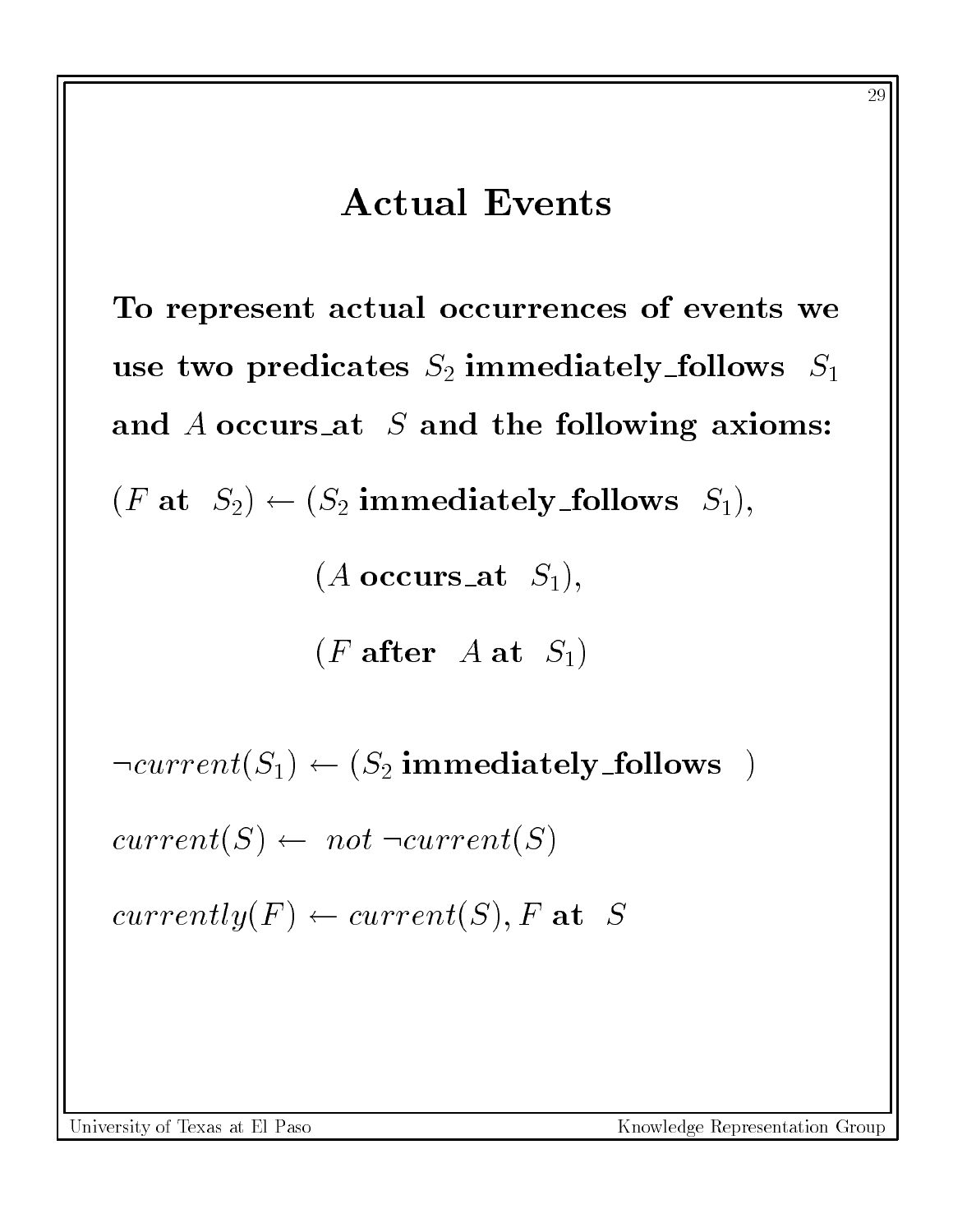# Actual Events

**To represent actual occurrences of events we use two predicates $S_2$ immediately_follows $S_1$ and $A$ occurs_at $S$ and the following axioms:**

$$(F \ \textbf{at} \ \ S_2) \leftarrow (S_2 \ \textbf{immediately\_follows} \ \ S_1),$$

$$(A \ \textbf{occurs\_at} \ \ S_1),$$

$$(F \ \textbf{after} \ \ A \ \textbf{at} \ \ S_1)$$

$$\neg current(S_1) \leftarrow (S_2 \ \textbf{immediately\_follows} \ \ )$$

$$current(S) \leftarrow \ not \ \neg current(S)$$

$$currently(F) \leftarrow current(S), F \ \textbf{at} \ \ S$$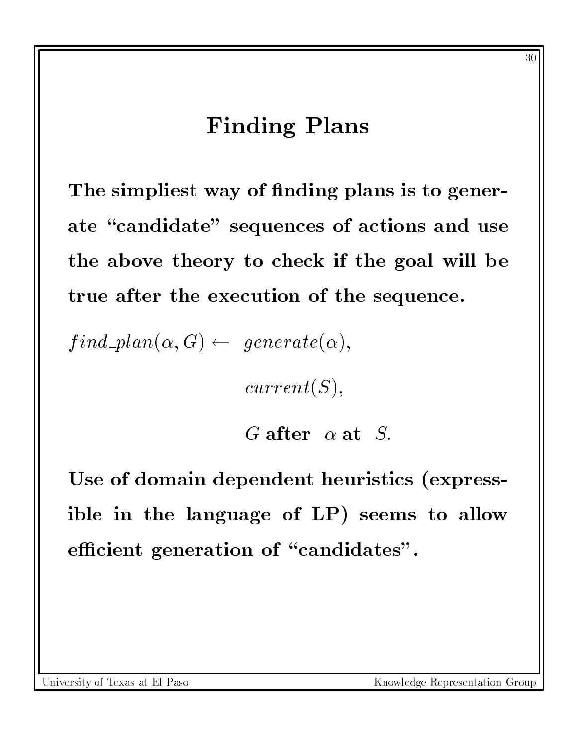# Finding Plans

**The simpliest way of finding plans is to generate "candidate" sequences of actions and use the above theory to check if the goal will be true after the execution of the sequence.**

$$
\begin{aligned}
find\_plan(\alpha, G) \leftarrow\ & generate(\alpha), \\
& current(S), \\
& G\ \textbf{after}\ \ \alpha\ \textbf{at}\ \ S.
\end{aligned}
$$

**Use of domain dependent heuristics (expressible in the language of LP) seems to allow efficient generation of "candidates".**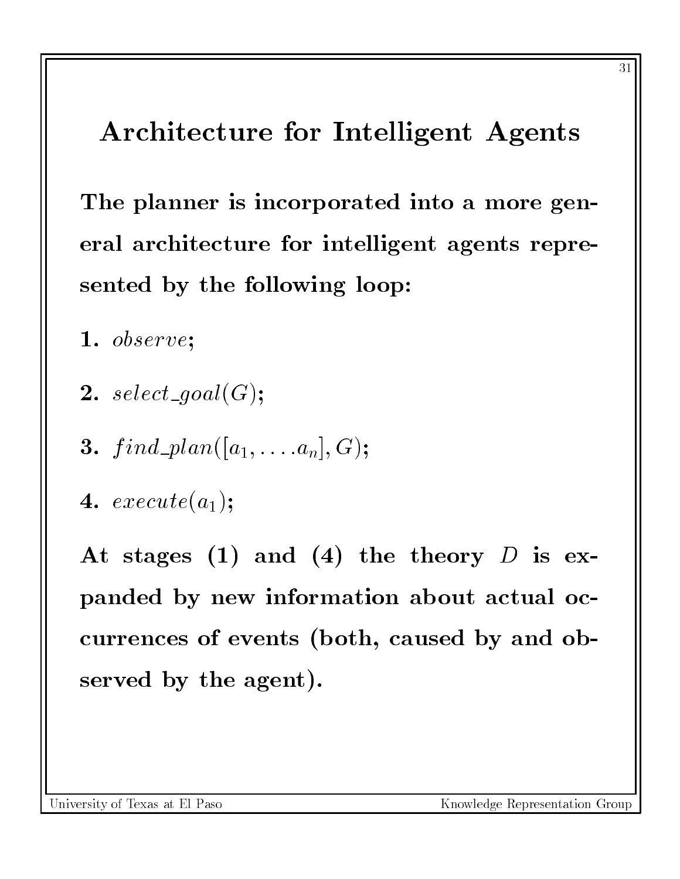# Architecture for Intelligent Agents

**The planner is incorporated into a more general architecture for intelligent agents represented by the following loop:**

**1.** $observe$;

**2.** $select\_goal(G)$;

**3.** $find\_plan([a_1, \ldots . a_n], G)$;

**4.** $execute(a_1)$;

**At stages (1) and (4) the theory $D$ is expanded by new information about actual occurrences of events (both, caused by and observed by the agent).**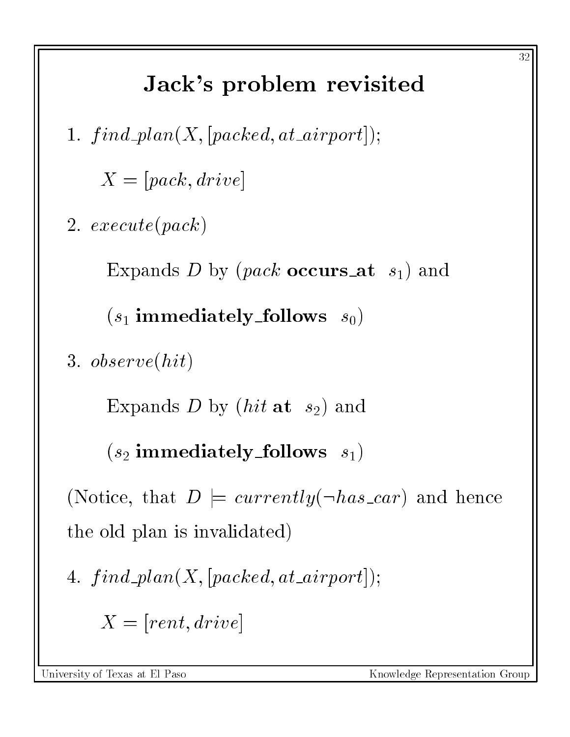# Jack's problem revisited

1. $find\_plan(X, [packed, at\_airport])$;

   $X = [pack, drive]$

2. $execute(pack)$

   Expands $D$ by ($pack$ **occurs_at** $s_1$) and

   ($s_1$ **immediately_follows** $s_0$)

3. $observe(hit)$

   Expands $D$ by ($hit$ **at** $s_2$) and

   ($s_2$ **immediately_follows** $s_1$)

(Notice, that $D \models currently(\neg has\_car)$ and hence the old plan is invalidated)

4. $find\_plan(X, [packed, at\_airport])$;

   $X = [rent, drive]$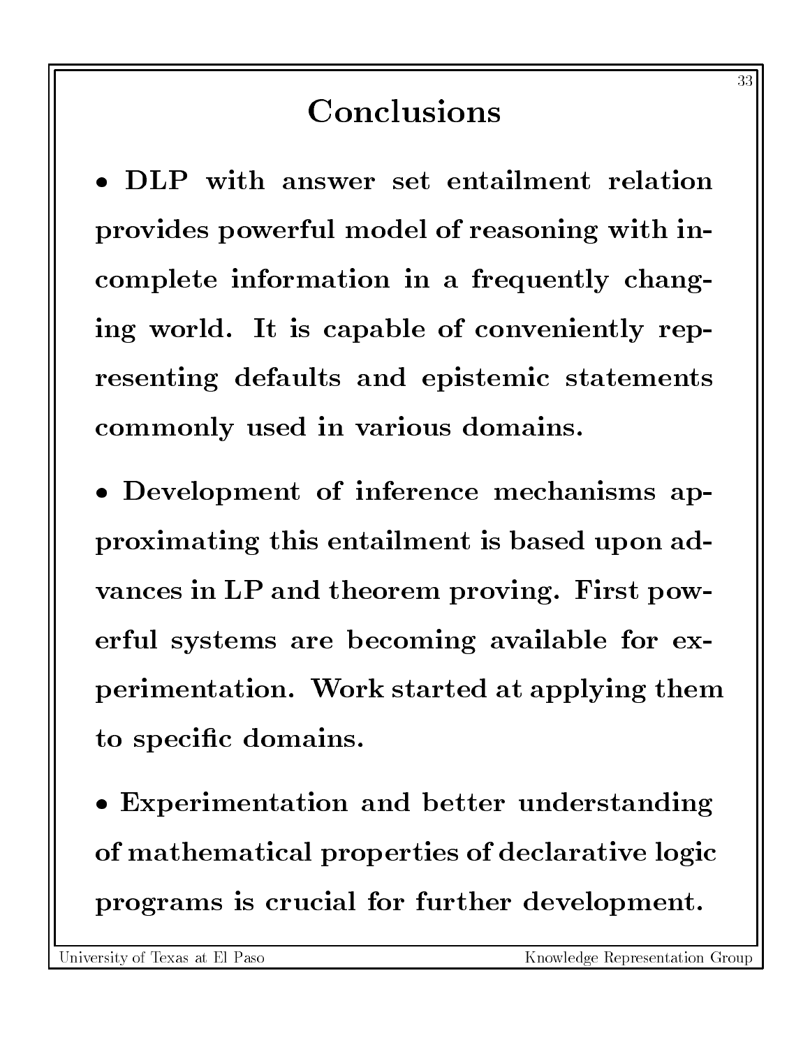# Conclusions

- DLP with answer set entailment relation provides powerful model of reasoning with incomplete information in a frequently changing world. It is capable of conveniently representing defaults and epistemic statements commonly used in various domains.

- Development of inference mechanisms approximating this entailment is based upon advances in LP and theorem proving. First powerful systems are becoming available for experimentation. Work started at applying them to specific domains.

- Experimentation and better understanding of mathematical properties of declarative logic programs is crucial for further development.